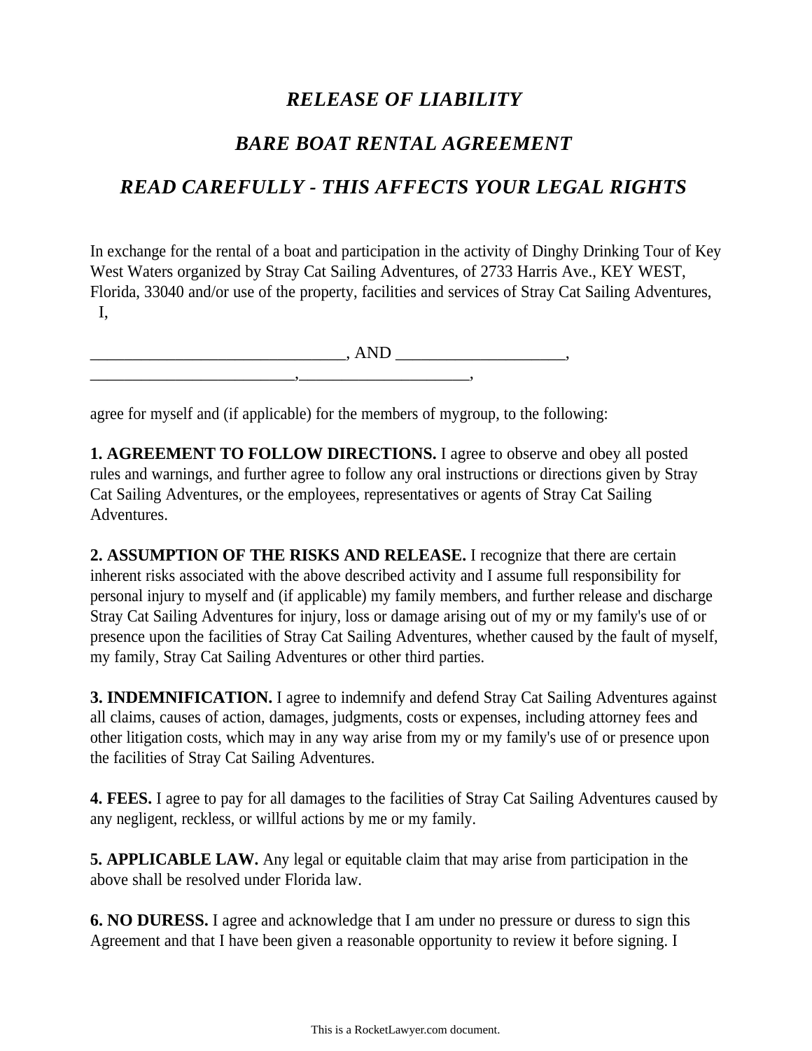# *RELEASE OF LIABILITY*

## *BARE BOAT RENTAL AGREEMENT*

## *READ CAREFULLY - THIS AFFECTS YOUR LEGAL RIGHTS*

In exchange for the rental of a boat and participation in the activity of Dinghy Drinking Tour of Key West Waters organized by Stray Cat Sailing Adventures, of 2733 Harris Ave., KEY WEST, Florida, 33040 and/or use of the property, facilities and services of Stray Cat Sailing Adventures, I,

______________________________, AND ____________________,
_________________________,____________________,

agree for myself and (if applicable) for the members of mygroup, to the following:

**1. AGREEMENT TO FOLLOW DIRECTIONS.** I agree to observe and obey all posted rules and warnings, and further agree to follow any oral instructions or directions given by Stray Cat Sailing Adventures, or the employees, representatives or agents of Stray Cat Sailing Adventures.

**2. ASSUMPTION OF THE RISKS AND RELEASE.** I recognize that there are certain inherent risks associated with the above described activity and I assume full responsibility for personal injury to myself and (if applicable) my family members, and further release and discharge Stray Cat Sailing Adventures for injury, loss or damage arising out of my or my family's use of or presence upon the facilities of Stray Cat Sailing Adventures, whether caused by the fault of myself, my family, Stray Cat Sailing Adventures or other third parties.

**3. INDEMNIFICATION.** I agree to indemnify and defend Stray Cat Sailing Adventures against all claims, causes of action, damages, judgments, costs or expenses, including attorney fees and other litigation costs, which may in any way arise from my or my family's use of or presence upon the facilities of Stray Cat Sailing Adventures.

**4. FEES.** I agree to pay for all damages to the facilities of Stray Cat Sailing Adventures caused by any negligent, reckless, or willful actions by me or my family.

**5. APPLICABLE LAW.** Any legal or equitable claim that may arise from participation in the above shall be resolved under Florida law.

**6. NO DURESS.** I agree and acknowledge that I am under no pressure or duress to sign this Agreement and that I have been given a reasonable opportunity to review it before signing. I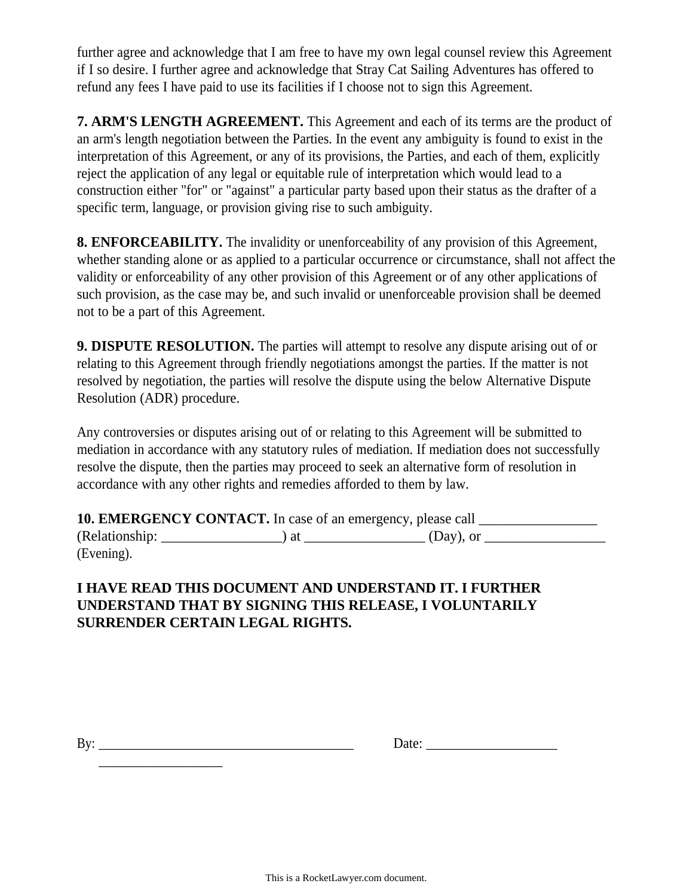further agree and acknowledge that I am free to have my own legal counsel review this Agreement if I so desire. I further agree and acknowledge that Stray Cat Sailing Adventures has offered to refund any fees I have paid to use its facilities if I choose not to sign this Agreement.

**7. ARM'S LENGTH AGREEMENT.** This Agreement and each of its terms are the product of an arm's length negotiation between the Parties. In the event any ambiguity is found to exist in the interpretation of this Agreement, or any of its provisions, the Parties, and each of them, explicitly reject the application of any legal or equitable rule of interpretation which would lead to a construction either "for" or "against" a particular party based upon their status as the drafter of a specific term, language, or provision giving rise to such ambiguity.

**8. ENFORCEABILITY.** The invalidity or unenforceability of any provision of this Agreement, whether standing alone or as applied to a particular occurrence or circumstance, shall not affect the validity or enforceability of any other provision of this Agreement or of any other applications of such provision, as the case may be, and such invalid or unenforceable provision shall be deemed not to be a part of this Agreement.

**9. DISPUTE RESOLUTION.** The parties will attempt to resolve any dispute arising out of or relating to this Agreement through friendly negotiations amongst the parties. If the matter is not resolved by negotiation, the parties will resolve the dispute using the below Alternative Dispute Resolution (ADR) procedure.

Any controversies or disputes arising out of or relating to this Agreement will be submitted to mediation in accordance with any statutory rules of mediation. If mediation does not successfully resolve the dispute, then the parties may proceed to seek an alternative form of resolution in accordance with any other rights and remedies afforded to them by law.

**10. EMERGENCY CONTACT.** In case of an emergency, please call _________________ (Relationship: _________________) at _________________ (Day), or _________________ (Evening).

**I HAVE READ THIS DOCUMENT AND UNDERSTAND IT. I FURTHER UNDERSTAND THAT BY SIGNING THIS RELEASE, I VOLUNTARILY SURRENDER CERTAIN LEGAL RIGHTS.**

By: _____________________________________ Date: ___________________
__________________

This is a RocketLawyer.com document.